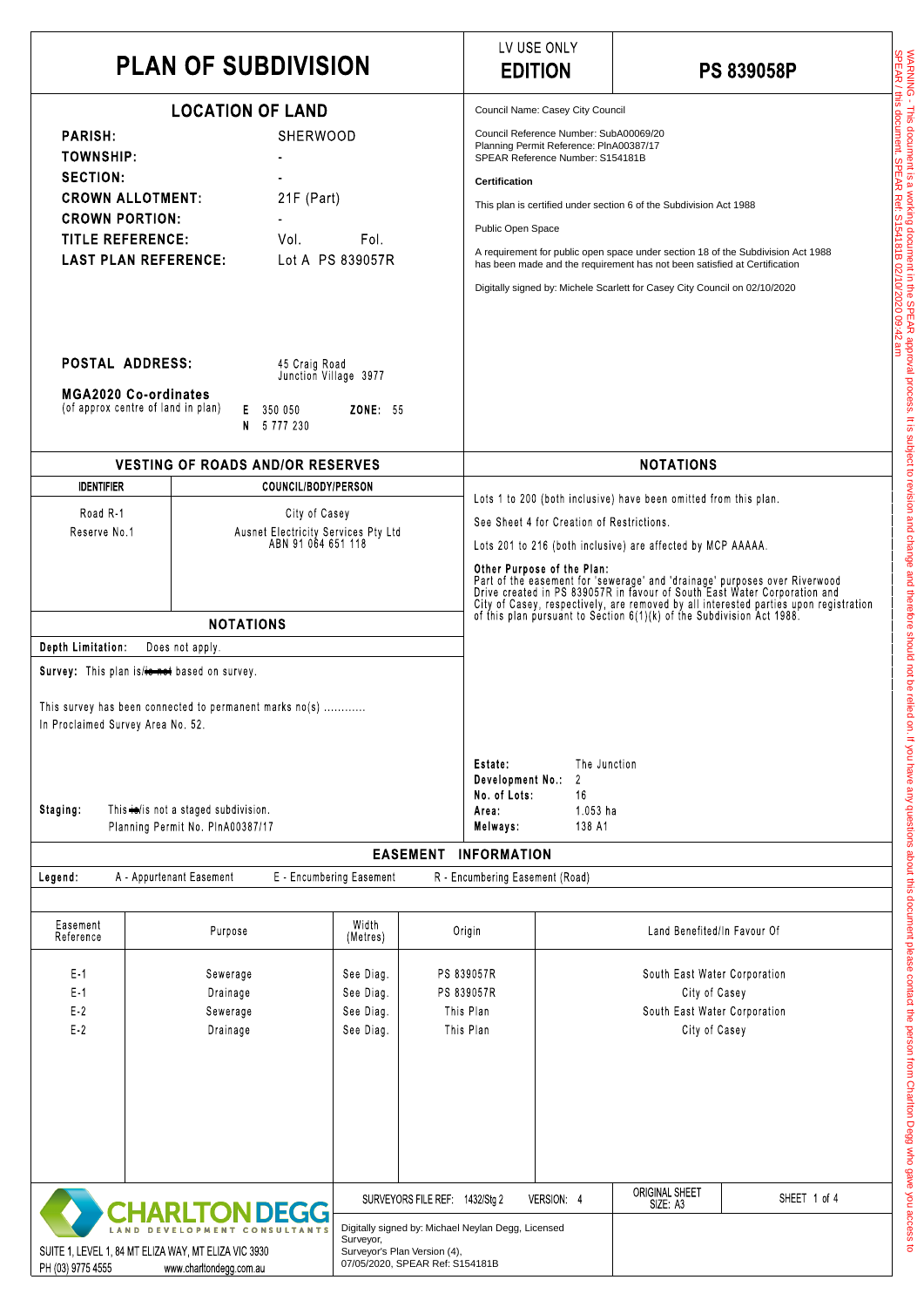# PLAN OF SUBDIVISION

LV USE ONLY
**EDITION**

**PS 839058P**

## LOCATION OF LAND

**PARISH:** SHERWOOD
**TOWNSHIP:** -
**SECTION:** -
**CROWN ALLOTMENT:** 21F (Part)
**CROWN PORTION:** -
**TITLE REFERENCE:** Vol. Fol.
**LAST PLAN REFERENCE:** Lot A PS 839057R

**POSTAL ADDRESS:** 45 Craig Road, Junction Village 3977

**MGA2020 Co-ordinates** (of approx centre of land in plan)
**E** 350 050 **ZONE:** 55
**N** 5 777 230

Council Name: Casey City Council

Council Reference Number: SubA00069/20
Planning Permit Reference: PlnA00387/17
SPEAR Reference Number: S154181B

**Certification**

This plan is certified under section 6 of the Subdivision Act 1988

Public Open Space

A requirement for public open space under section 18 of the Subdivision Act 1988 has been made and the requirement has not been satisfied at Certification

Digitally signed by: Michele Scarlett for Casey City Council on 02/10/2020

## VESTING OF ROADS AND/OR RESERVES

| IDENTIFIER | COUNCIL/BODY/PERSON |
|---|---|
| Road R-1 | City of Casey |
| Reserve No.1 | Ausnet Electricity Services Pty Ltd ABN 91 064 651 118 |

## NOTATIONS

Lots 1 to 200 (both inclusive) have been omitted from this plan.

See Sheet 4 for Creation of Restrictions.

Lots 201 to 216 (both inclusive) are affected by MCP AAAAA.

**Other Purpose of the Plan:**
Part of the easement for 'sewerage' and 'drainage' purposes over Riverwood Drive created in PS 839057R in favour of South East Water Corporation and City of Casey, respectively, are removed by all interested parties upon registration of this plan pursuant to Section 6(1)(k) of the Subdivision Act 1988.

## NOTATIONS

**Depth Limitation:** Does not apply.

**Survey:** This plan is/~~is not~~ based on survey.

This survey has been connected to permanent marks no(s) ............
In Proclaimed Survey Area No. 52.

**Staging:** This ~~is~~/is not a staged subdivision.
Planning Permit No. PlnA00387/17

**Estate:** The Junction
**Development No.:** 2
**No. of Lots:** 16
**Area:** 1.053 ha
**Melways:** 138 A1

## EASEMENT INFORMATION

**Legend:** A - Appurtenant Easement E - Encumbering Easement R - Encumbering Easement (Road)

| Easement Reference | Purpose | Width (Metres) | Origin | Land Benefited/In Favour Of |
|---|---|---|---|---|
| E-1 | Sewerage | See Diag. | PS 839057R | South East Water Corporation |
| E-1 | Drainage | See Diag. | PS 839057R | City of Casey |
| E-2 | Sewerage | See Diag. | This Plan | South East Water Corporation |
| E-2 | Drainage | See Diag. | This Plan | City of Casey |

CHARLTON DEGG
LAND DEVELOPMENT CONSULTANTS
SUITE 1, LEVEL 1, 84 MT ELIZA WAY, MT ELIZA VIC 3930
PH (03) 9775 4555 www.charltondegg.com.au

SURVEYORS FILE REF: 1432/Stg 2 VERSION: 4

ORIGINAL SHEET SIZE: A3

Digitally signed by: Michael Neylan Degg, Licensed Surveyor, Surveyor's Plan Version (4), 07/05/2020, SPEAR Ref: S154181B

WARNING - This document is a working document in the SPEAR approval process. It is subject to revision and change and therefore should not be relied on. If you have any questions about this document please contact the person from Charlton Degg who gave you access to SPEAR / this document. SPEAR Ref: S154181B 02/10/2020 09:42 am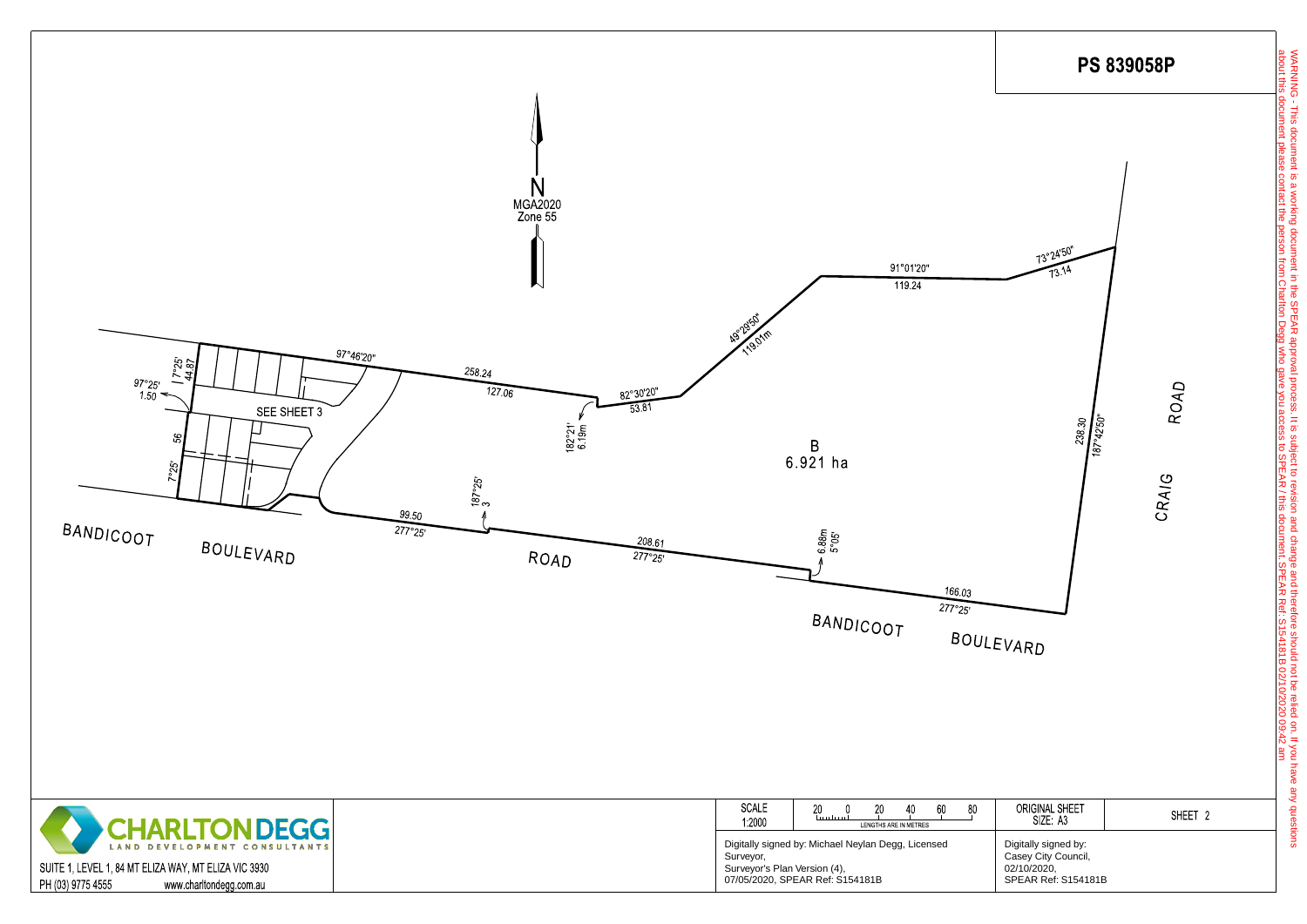# PS 839058P

MGA2020 Zone 55

N

B
6.921 ha

SEE SHEET 3

97°46'20"

258.24

127.06

82°30'20"
53.81

182°21'
6.19m

49°29'50"
119.01m

91°01'20"
119.24

73°24'50"
73.14

238.30
187°42'50"

7°25'
44.87

97°25'
1.50

56

7°25'

99.50
277°25'

187°25'
3

208.61
277°25'

6.88m
5°05'

166.03
277°25'

BANDICOOT BOULEVARD

ROAD

BANDICOOT BOULEVARD

CRAIG ROAD

| SCALE 1:2000 | 20 0 20 40 60 80 LENGTHS ARE IN METRES | ORIGINAL SHEET SIZE: A3 | SHEET 2 |
|---|---|---|---|

Digitally signed by: Michael Neylan Degg, Licensed Surveyor,
Surveyor's Plan Version (4),
07/05/2020, SPEAR Ref: S154181B

Digitally signed by:
Casey City Council,
02/10/2020,
SPEAR Ref: S154181B

CHARLTON DEGG
LAND DEVELOPMENT CONSULTANTS
SUITE 1, LEVEL 1, 84 MT ELIZA WAY, MT ELIZA VIC 3930
PH (03) 9775 4555 www.charltondegg.com.au

WARNING - This document is a working document in the SPEAR approval process. It is subject to revision and change and therefore should not be relied on. If you have any questions about this document please contact the person from Charlton Degg who gave you access to SPEAR / this document. SPEAR Ref: S154181B 02/10/2020 09:42 am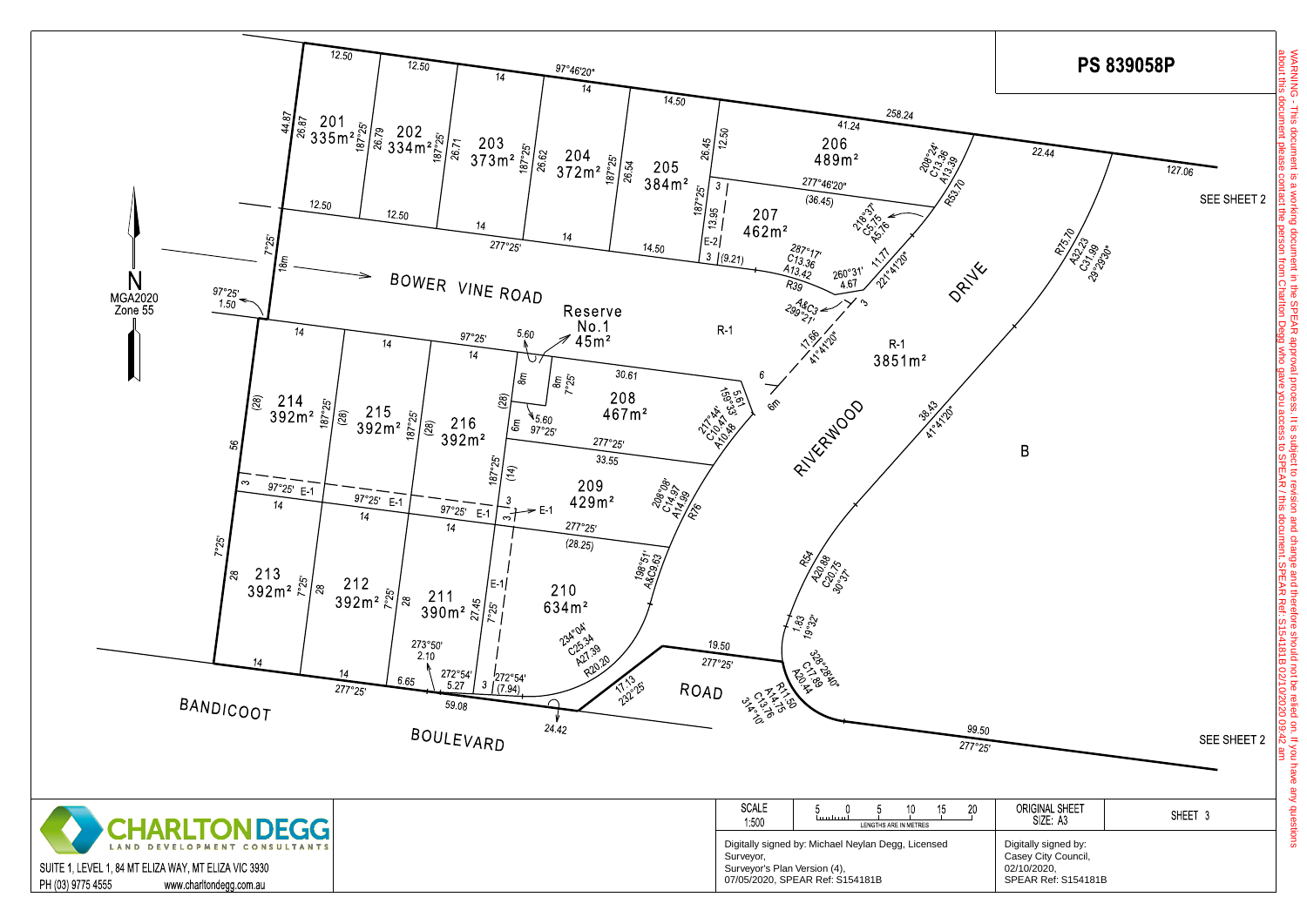# PS 839058P

WARNING - This document is a working document in the SPEAR approval process. It is subject to revision and change and therefore should not be relied on. If you have any questions about this document please contact the person from Charlton Degg who gave you access to SPEAR / this document. SPEAR Ref: S154181B 02/10/2020 09:42 am

N
MGA2020
Zone 55

SEE SHEET 2

SEE SHEET 2

BOWER VINE ROAD

RIVERWOOD DRIVE

BANDICOOT BOULEVARD

ROAD

Reserve No.1 45m²

R-1 3851m²

B

| Lot | Area |
|---|---|
| 201 | 335m² |
| 202 | 334m² |
| 203 | 373m² |
| 204 | 372m² |
| 205 | 384m² |
| 206 | 489m² |
| 207 | 462m² |
| 208 | 467m² |
| 209 | 429m² |
| 210 | 634m² |
| 211 | 390m² |
| 212 | 392m² |
| 213 | 392m² |
| 214 | 392m² |
| 215 | 392m² |
| 216 | 392m² |

| SCALE | LENGTHS ARE IN METRES | ORIGINAL SHEET SIZE: A3 | SHEET 3 |
|---|---|---|---|
| 1:500 | 5 0 5 10 15 20 | | |

**CHARLTON DEGG**
LAND DEVELOPMENT CONSULTANTS
SUITE 1, LEVEL 1, 84 MT ELIZA WAY, MT ELIZA VIC 3930
PH (03) 9775 4555 www.charltondegg.com.au

Digitally signed by: Michael Neylan Degg, Licensed Surveyor,
Surveyor's Plan Version (4),
07/05/2020, SPEAR Ref: S154181B

Digitally signed by:
Casey City Council,
02/10/2020,
SPEAR Ref: S154181B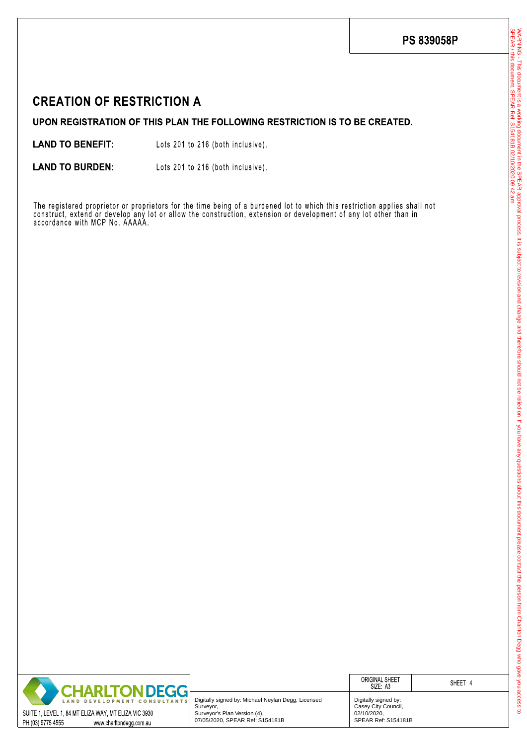PS 839058P

# CREATION OF RESTRICTION A

## UPON REGISTRATION OF THIS PLAN THE FOLLOWING RESTRICTION IS TO BE CREATED.

**LAND TO BENEFIT:** Lots 201 to 216 (both inclusive).

**LAND TO BURDEN:** Lots 201 to 216 (both inclusive).

The registered proprietor or proprietors for the time being of a burdened lot to which this restriction applies shall not construct, extend or develop any lot or allow the construction, extension or development of any lot other than in accordance with MCP No. AAAAA.

CHARLTON DEGG
LAND DEVELOPMENT CONSULTANTS
SUITE 1, LEVEL 1, 84 MT ELIZA WAY, MT ELIZA VIC 3930
PH (03) 9775 4555 www.charltondegg.com.au

Digitally signed by: Michael Neylan Degg, Licensed Surveyor,
Surveyor's Plan Version (4),
07/05/2020, SPEAR Ref: S154181B

ORIGINAL SHEET SIZE: A3

SHEET 4

Digitally signed by:
Casey City Council,
02/10/2020,
SPEAR Ref: S154181B

WARNING - This document is a working document in the SPEAR approval process. It is subject to revision and change and therefore should not be relied on. If you have any questions about this document please contact the person from Charlton Degg who gave you access to SPEAR / this document. SPEAR Ref: S154181B 02/10/2020 09:42 am